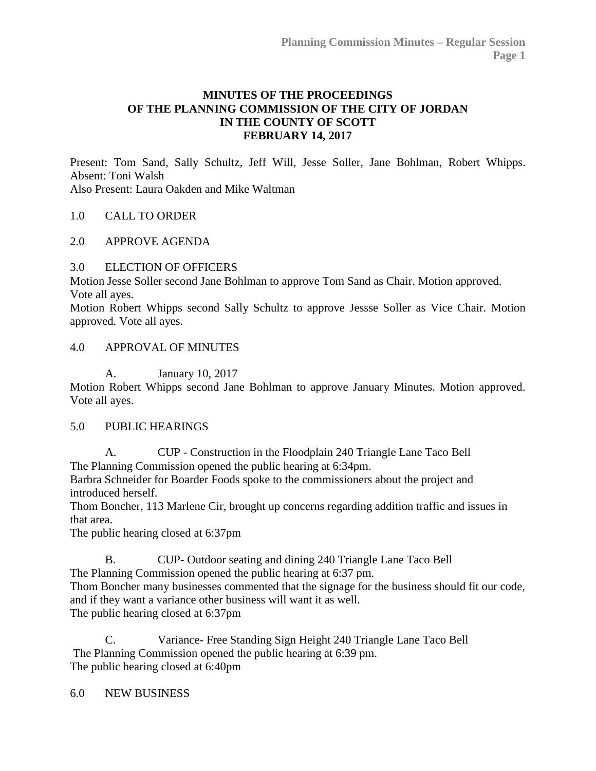# MINUTES OF THE PROCEEDINGS OF THE PLANNING COMMISSION OF THE CITY OF JORDAN IN THE COUNTY OF SCOTT FEBRUARY 14, 2017

Present: Tom Sand, Sally Schultz, Jeff Will, Jesse Soller, Jane Bohlman, Robert Whipps. Absent: Toni Walsh
Also Present: Laura Oakden and Mike Waltman

1.0 CALL TO ORDER

2.0 APPROVE AGENDA

3.0 ELECTION OF OFFICERS

Motion Jesse Soller second Jane Bohlman to approve Tom Sand as Chair. Motion approved. Vote all ayes.
Motion Robert Whipps second Sally Schultz to approve Jessse Soller as Vice Chair. Motion approved. Vote all ayes.

4.0 APPROVAL OF MINUTES

A. January 10, 2017

Motion Robert Whipps second Jane Bohlman to approve January Minutes. Motion approved. Vote all ayes.

5.0 PUBLIC HEARINGS

A. CUP - Construction in the Floodplain 240 Triangle Lane Taco Bell

The Planning Commission opened the public hearing at 6:34pm.
Barbra Schneider for Boarder Foods spoke to the commissioners about the project and introduced herself.
Thom Boncher, 113 Marlene Cir, brought up concerns regarding addition traffic and issues in that area.
The public hearing closed at 6:37pm

B. CUP- Outdoor seating and dining 240 Triangle Lane Taco Bell

The Planning Commission opened the public hearing at 6:37 pm.
Thom Boncher many businesses commented that the signage for the business should fit our code, and if they want a variance other business will want it as well.
The public hearing closed at 6:37pm

C. Variance- Free Standing Sign Height 240 Triangle Lane Taco Bell

The Planning Commission opened the public hearing at 6:39 pm.
The public hearing closed at 6:40pm

6.0 NEW BUSINESS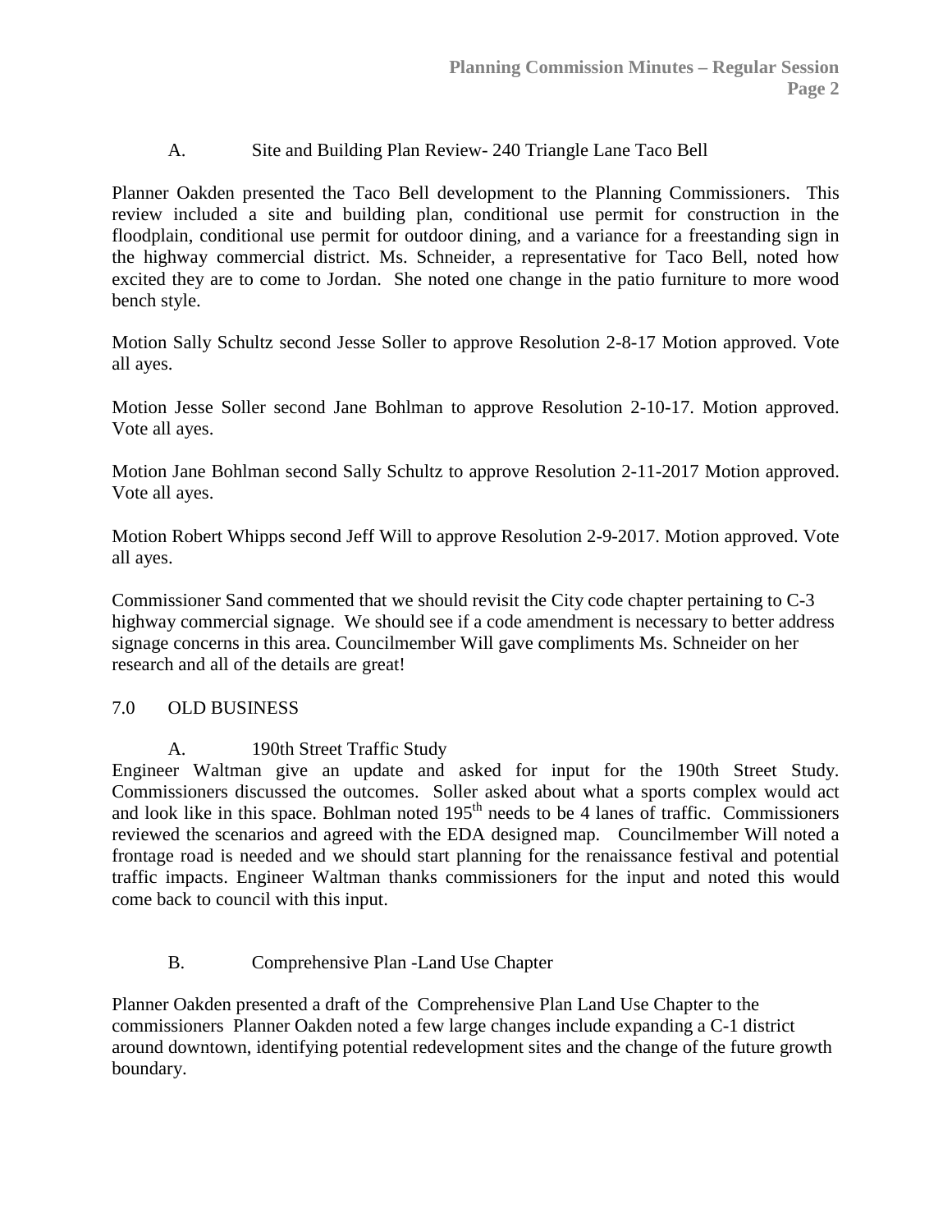### A. Site and Building Plan Review- 240 Triangle Lane Taco Bell

Planner Oakden presented the Taco Bell development to the Planning Commissioners. This review included a site and building plan, conditional use permit for construction in the floodplain, conditional use permit for outdoor dining, and a variance for a freestanding sign in the highway commercial district. Ms. Schneider, a representative for Taco Bell, noted how excited they are to come to Jordan. She noted one change in the patio furniture to more wood bench style.

Motion Sally Schultz second Jesse Soller to approve Resolution 2-8-17 Motion approved. Vote all ayes.

Motion Jesse Soller second Jane Bohlman to approve Resolution 2-10-17. Motion approved. Vote all ayes.

Motion Jane Bohlman second Sally Schultz to approve Resolution 2-11-2017 Motion approved. Vote all ayes.

Motion Robert Whipps second Jeff Will to approve Resolution 2-9-2017. Motion approved. Vote all ayes.

Commissioner Sand commented that we should revisit the City code chapter pertaining to C-3 highway commercial signage. We should see if a code amendment is necessary to better address signage concerns in this area. Councilmember Will gave compliments Ms. Schneider on her research and all of the details are great!

## 7.0 OLD BUSINESS

### A. 190th Street Traffic Study

Engineer Waltman give an update and asked for input for the 190th Street Study. Commissioners discussed the outcomes. Soller asked about what a sports complex would act and look like in this space. Bohlman noted 195th needs to be 4 lanes of traffic. Commissioners reviewed the scenarios and agreed with the EDA designed map. Councilmember Will noted a frontage road is needed and we should start planning for the renaissance festival and potential traffic impacts. Engineer Waltman thanks commissioners for the input and noted this would come back to council with this input.

### B. Comprehensive Plan -Land Use Chapter

Planner Oakden presented a draft of the Comprehensive Plan Land Use Chapter to the commissioners Planner Oakden noted a few large changes include expanding a C-1 district around downtown, identifying potential redevelopment sites and the change of the future growth boundary.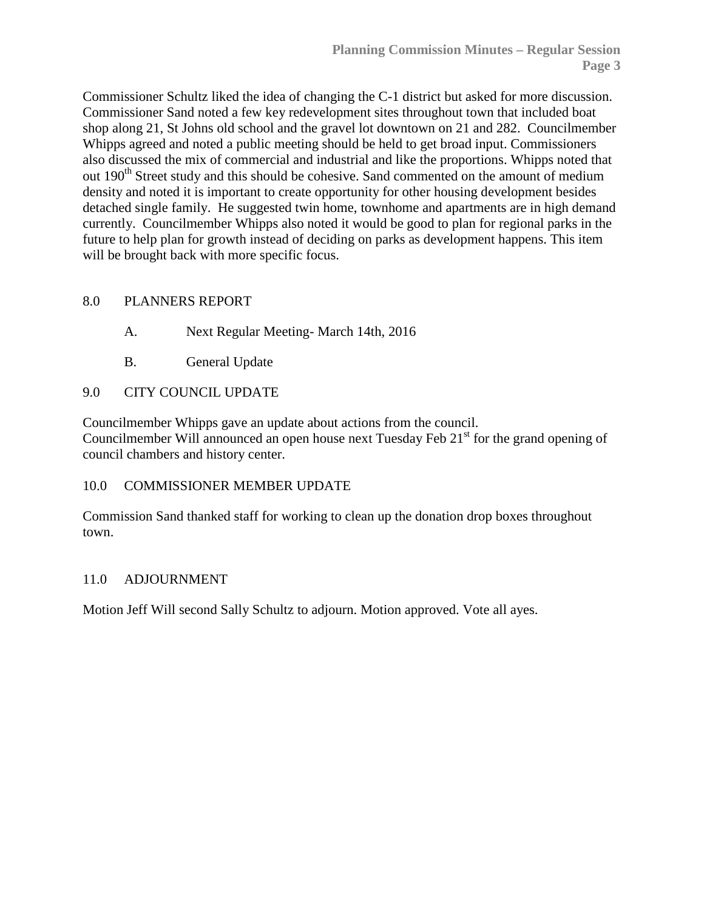Commissioner Schultz liked the idea of changing the C-1 district but asked for more discussion. Commissioner Sand noted a few key redevelopment sites throughout town that included boat shop along 21, St Johns old school and the gravel lot downtown on 21 and 282. Councilmember Whipps agreed and noted a public meeting should be held to get broad input. Commissioners also discussed the mix of commercial and industrial and like the proportions. Whipps noted that out 190th Street study and this should be cohesive. Sand commented on the amount of medium density and noted it is important to create opportunity for other housing development besides detached single family. He suggested twin home, townhome and apartments are in high demand currently. Councilmember Whipps also noted it would be good to plan for regional parks in the future to help plan for growth instead of deciding on parks as development happens. This item will be brought back with more specific focus.

## 8.0 PLANNERS REPORT

A. Next Regular Meeting- March 14th, 2016

B. General Update

## 9.0 CITY COUNCIL UPDATE

Councilmember Whipps gave an update about actions from the council.
Councilmember Will announced an open house next Tuesday Feb 21st for the grand opening of council chambers and history center.

## 10.0 COMMISSIONER MEMBER UPDATE

Commission Sand thanked staff for working to clean up the donation drop boxes throughout town.

## 11.0 ADJOURNMENT

Motion Jeff Will second Sally Schultz to adjourn. Motion approved. Vote all ayes.